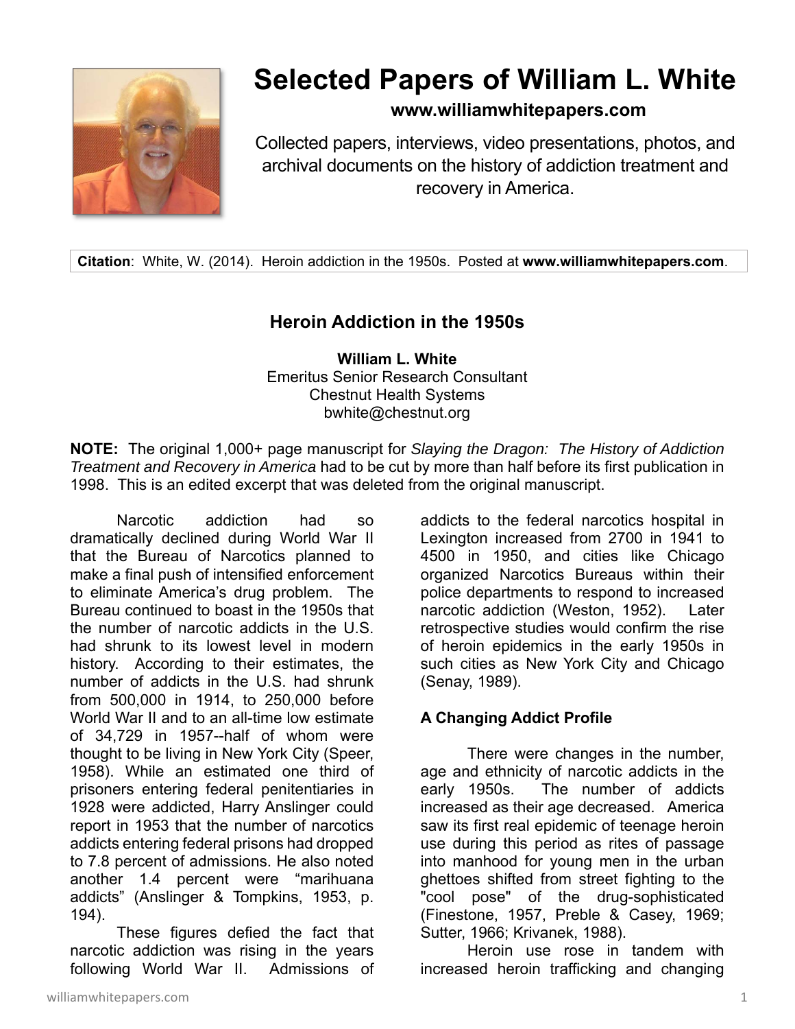# Selected Papers of William L. White

**www.williamwhitepapers.com**

Collected papers, interviews, video presentations, photos, and archival documents on the history of addiction treatment and recovery in America.

**Citation**: White, W. (2014). Heroin addiction in the 1950s. Posted at **www.williamwhitepapers.com**.

## Heroin Addiction in the 1950s

**William L. White**
Emeritus Senior Research Consultant
Chestnut Health Systems
bwhite@chestnut.org

**NOTE:** The original 1,000+ page manuscript for *Slaying the Dragon: The History of Addiction Treatment and Recovery in America* had to be cut by more than half before its first publication in 1998. This is an edited excerpt that was deleted from the original manuscript.

Narcotic addiction had so dramatically declined during World War II that the Bureau of Narcotics planned to make a final push of intensified enforcement to eliminate America's drug problem. The Bureau continued to boast in the 1950s that the number of narcotic addicts in the U.S. had shrunk to its lowest level in modern history. According to their estimates, the number of addicts in the U.S. had shrunk from 500,000 in 1914, to 250,000 before World War II and to an all-time low estimate of 34,729 in 1957--half of whom were thought to be living in New York City (Speer, 1958). While an estimated one third of prisoners entering federal penitentiaries in 1928 were addicted, Harry Anslinger could report in 1953 that the number of narcotics addicts entering federal prisons had dropped to 7.8 percent of admissions. He also noted another 1.4 percent were "marihuana addicts" (Anslinger & Tompkins, 1953, p. 194).

These figures defied the fact that narcotic addiction was rising in the years following World War II. Admissions of addicts to the federal narcotics hospital in Lexington increased from 2700 in 1941 to 4500 in 1950, and cities like Chicago organized Narcotics Bureaus within their police departments to respond to increased narcotic addiction (Weston, 1952). Later retrospective studies would confirm the rise of heroin epidemics in the early 1950s in such cities as New York City and Chicago (Senay, 1989).

### A Changing Addict Profile

There were changes in the number, age and ethnicity of narcotic addicts in the early 1950s. The number of addicts increased as their age decreased. America saw its first real epidemic of teenage heroin use during this period as rites of passage into manhood for young men in the urban ghettoes shifted from street fighting to the "cool pose" of the drug-sophisticated (Finestone, 1957, Preble & Casey, 1969; Sutter, 1966; Krivanek, 1988).

Heroin use rose in tandem with increased heroin trafficking and changing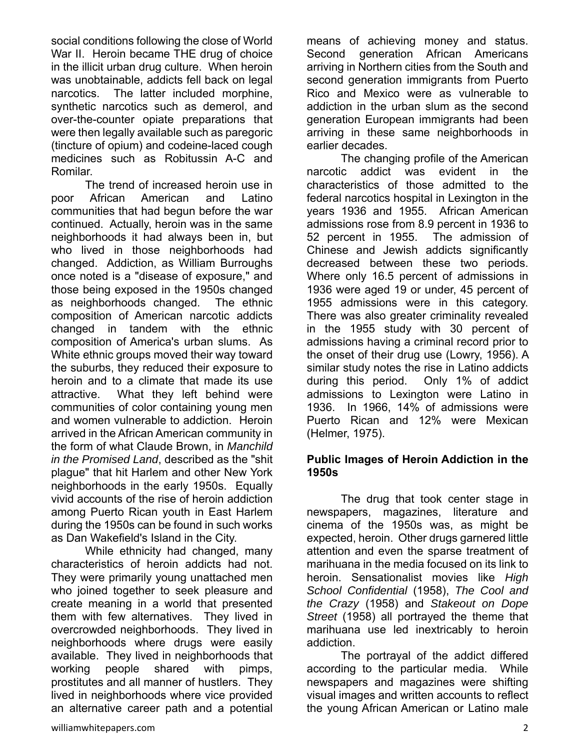social conditions following the close of World War II. Heroin became THE drug of choice in the illicit urban drug culture. When heroin was unobtainable, addicts fell back on legal narcotics. The latter included morphine, synthetic narcotics such as demerol, and over-the-counter opiate preparations that were then legally available such as paregoric (tincture of opium) and codeine-laced cough medicines such as Robitussin A-C and Romilar.

The trend of increased heroin use in poor African American and Latino communities that had begun before the war continued. Actually, heroin was in the same neighborhoods it had always been in, but who lived in those neighborhoods had changed. Addiction, as William Burroughs once noted is a "disease of exposure," and those being exposed in the 1950s changed as neighborhoods changed. The ethnic composition of American narcotic addicts changed in tandem with the ethnic composition of America's urban slums. As White ethnic groups moved their way toward the suburbs, they reduced their exposure to heroin and to a climate that made its use attractive. What they left behind were communities of color containing young men and women vulnerable to addiction. Heroin arrived in the African American community in the form of what Claude Brown, in *Manchild in the Promised Land*, described as the "shit plague" that hit Harlem and other New York neighborhoods in the early 1950s. Equally vivid accounts of the rise of heroin addiction among Puerto Rican youth in East Harlem during the 1950s can be found in such works as Dan Wakefield's Island in the City.

While ethnicity had changed, many characteristics of heroin addicts had not. They were primarily young unattached men who joined together to seek pleasure and create meaning in a world that presented them with few alternatives. They lived in overcrowded neighborhoods. They lived in neighborhoods where drugs were easily available. They lived in neighborhoods that working people shared with pimps, prostitutes and all manner of hustlers. They lived in neighborhoods where vice provided an alternative career path and a potential means of achieving money and status. Second generation African Americans arriving in Northern cities from the South and second generation immigrants from Puerto Rico and Mexico were as vulnerable to addiction in the urban slum as the second generation European immigrants had been arriving in these same neighborhoods in earlier decades.

The changing profile of the American narcotic addict was evident in the characteristics of those admitted to the federal narcotics hospital in Lexington in the years 1936 and 1955. African American admissions rose from 8.9 percent in 1936 to 52 percent in 1955. The admission of Chinese and Jewish addicts significantly decreased between these two periods. Where only 16.5 percent of admissions in 1936 were aged 19 or under, 45 percent of 1955 admissions were in this category. There was also greater criminality revealed in the 1955 study with 30 percent of admissions having a criminal record prior to the onset of their drug use (Lowry, 1956). A similar study notes the rise in Latino addicts during this period. Only 1% of addict admissions to Lexington were Latino in 1936. In 1966, 14% of admissions were Puerto Rican and 12% were Mexican (Helmer, 1975).

### Public Images of Heroin Addiction in the 1950s

The drug that took center stage in newspapers, magazines, literature and cinema of the 1950s was, as might be expected, heroin. Other drugs garnered little attention and even the sparse treatment of marihuana in the media focused on its link to heroin. Sensationalist movies like *High School Confidential* (1958), *The Cool and the Crazy* (1958) and *Stakeout on Dope Street* (1958) all portrayed the theme that marihuana use led inextricably to heroin addiction.

The portrayal of the addict differed according to the particular media. While newspapers and magazines were shifting visual images and written accounts to reflect the young African American or Latino male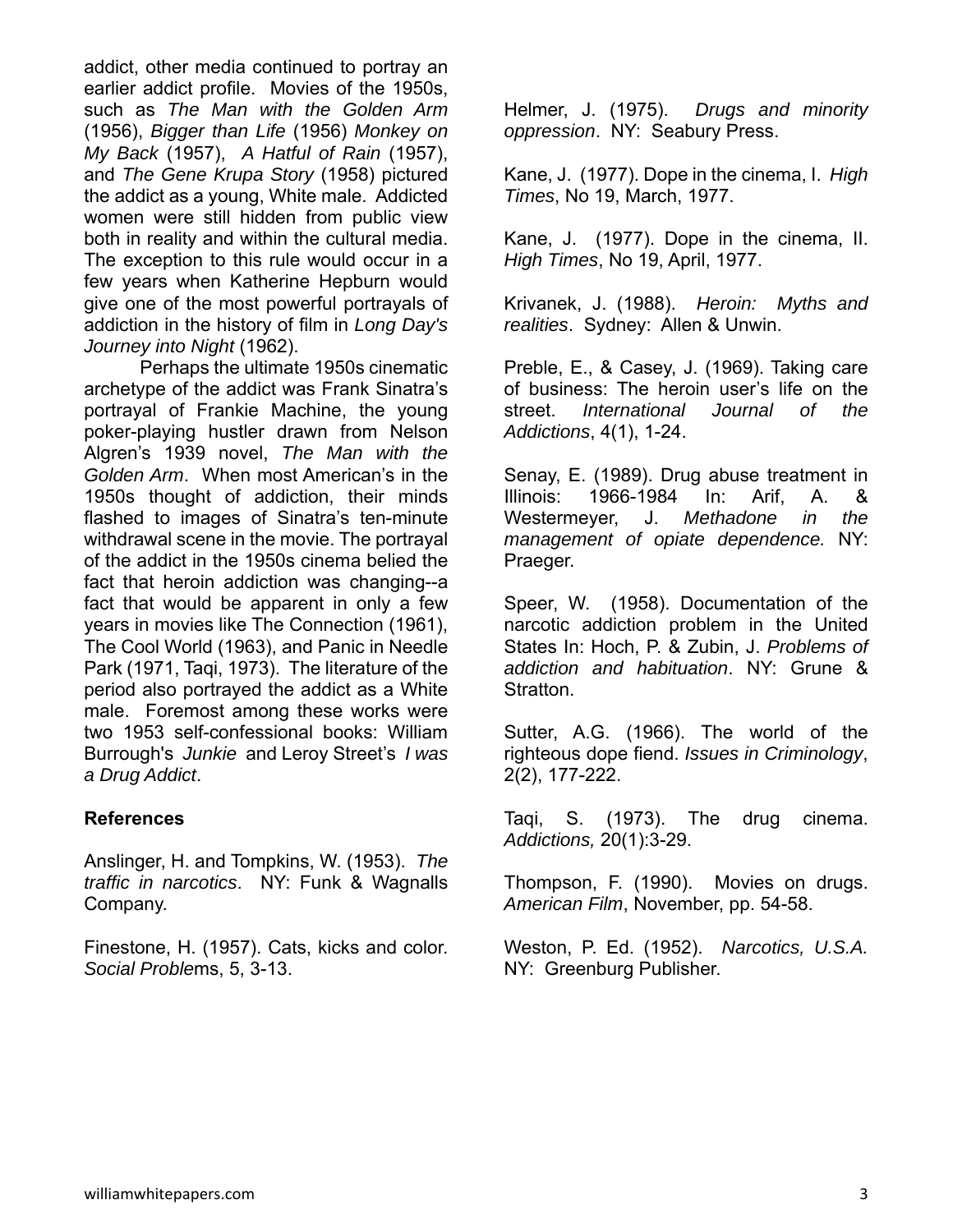addict, other media continued to portray an earlier addict profile. Movies of the 1950s, such as *The Man with the Golden Arm* (1956), *Bigger than Life* (1956) *Monkey on My Back* (1957), *A Hatful of Rain* (1957), and *The Gene Krupa Story* (1958) pictured the addict as a young, White male. Addicted women were still hidden from public view both in reality and within the cultural media. The exception to this rule would occur in a few years when Katherine Hepburn would give one of the most powerful portrayals of addiction in the history of film in *Long Day's Journey into Night* (1962).

Perhaps the ultimate 1950s cinematic archetype of the addict was Frank Sinatra's portrayal of Frankie Machine, the young poker-playing hustler drawn from Nelson Algren's 1939 novel, *The Man with the Golden Arm*. When most American's in the 1950s thought of addiction, their minds flashed to images of Sinatra's ten-minute withdrawal scene in the movie. The portrayal of the addict in the 1950s cinema belied the fact that heroin addiction was changing--a fact that would be apparent in only a few years in movies like The Connection (1961), The Cool World (1963), and Panic in Needle Park (1971, Taqi, 1973). The literature of the period also portrayed the addict as a White male. Foremost among these works were two 1953 self-confessional books: William Burrough's *Junkie* and Leroy Street's *I was a Drug Addict*.

## References

Anslinger, H. and Tompkins, W. (1953). *The traffic in narcotics*. NY: Funk & Wagnalls Company.

Finestone, H. (1957). Cats, kicks and color. *Social Problem*s, 5, 3-13.

Helmer, J. (1975). *Drugs and minority oppression*. NY: Seabury Press.

Kane, J. (1977). Dope in the cinema, I. *High Times*, No 19, March, 1977.

Kane, J. (1977). Dope in the cinema, II. *High Times*, No 19, April, 1977.

Krivanek, J. (1988). *Heroin: Myths and realities*. Sydney: Allen & Unwin.

Preble, E., & Casey, J. (1969). Taking care of business: The heroin user's life on the street. *International Journal of the Addictions*, 4(1), 1-24.

Senay, E. (1989). Drug abuse treatment in Illinois: 1966-1984 In: Arif, A. & Westermeyer, J. *Methadone in the management of opiate dependence.* NY: Praeger.

Speer, W. (1958). Documentation of the narcotic addiction problem in the United States In: Hoch, P. & Zubin, J. *Problems of addiction and habituation*. NY: Grune & Stratton.

Sutter, A.G. (1966). The world of the righteous dope fiend. *Issues in Criminology*, 2(2), 177-222.

Taqi, S. (1973). The drug cinema. *Addictions,* 20(1):3-29.

Thompson, F. (1990). Movies on drugs. *American Film*, November, pp. 54-58.

Weston, P. Ed. (1952). *Narcotics, U.S.A.* NY: Greenburg Publisher.